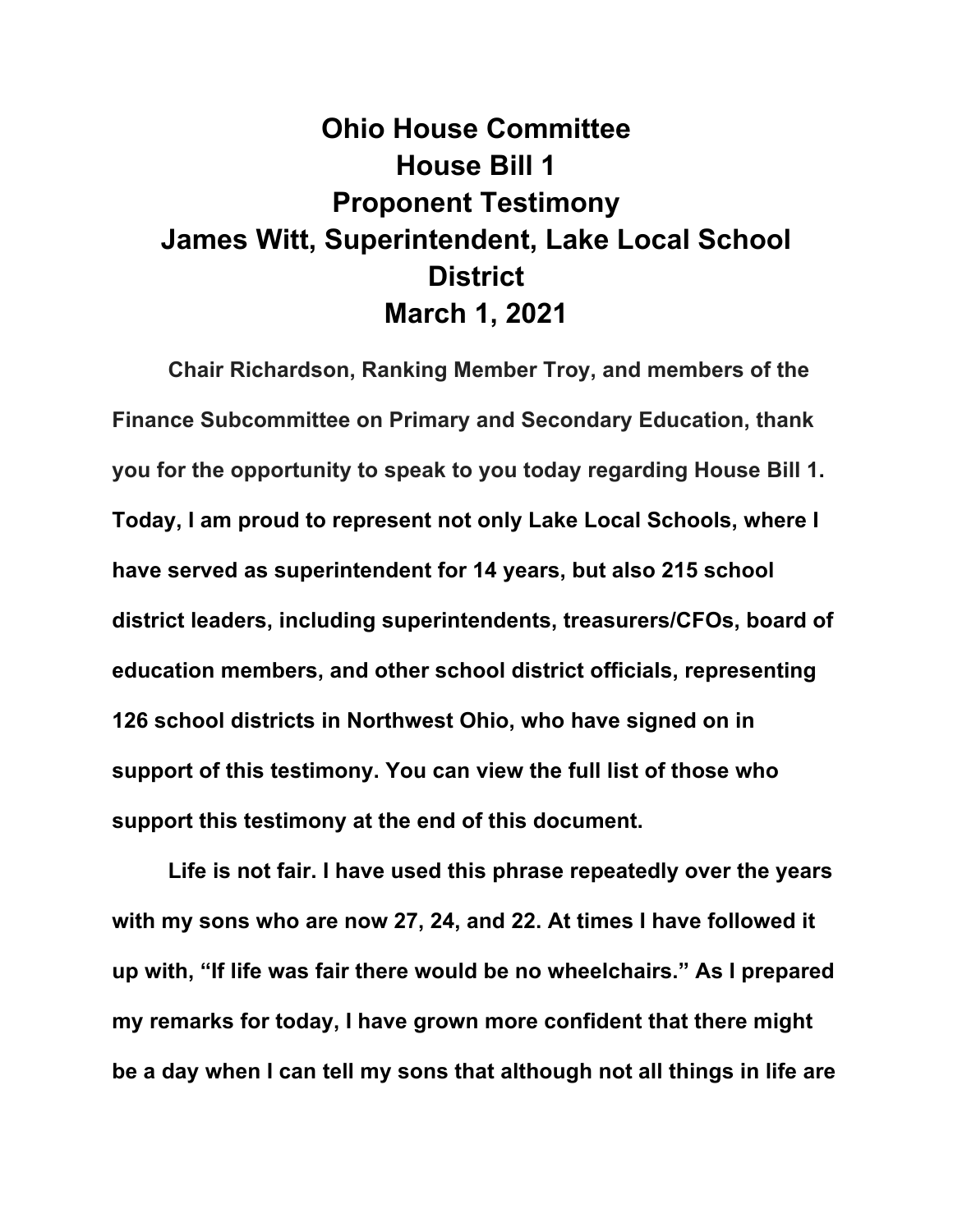# Ohio House Committee
# House Bill 1
# Proponent Testimony
# James Witt, Superintendent, Lake Local School District
# March 1, 2021

**Chair Richardson, Ranking Member Troy, and members of the Finance Subcommittee on Primary and Secondary Education, thank you for the opportunity to speak to you today regarding House Bill 1. Today, I am proud to represent not only Lake Local Schools, where I have served as superintendent for 14 years, but also 215 school district leaders, including superintendents, treasurers/CFOs, board of education members, and other school district officials, representing 126 school districts in Northwest Ohio, who have signed on in support of this testimony. You can view the full list of those who support this testimony at the end of this document.**

**Life is not fair. I have used this phrase repeatedly over the years with my sons who are now 27, 24, and 22. At times I have followed it up with, "If life was fair there would be no wheelchairs." As I prepared my remarks for today, I have grown more confident that there might be a day when I can tell my sons that although not all things in life are**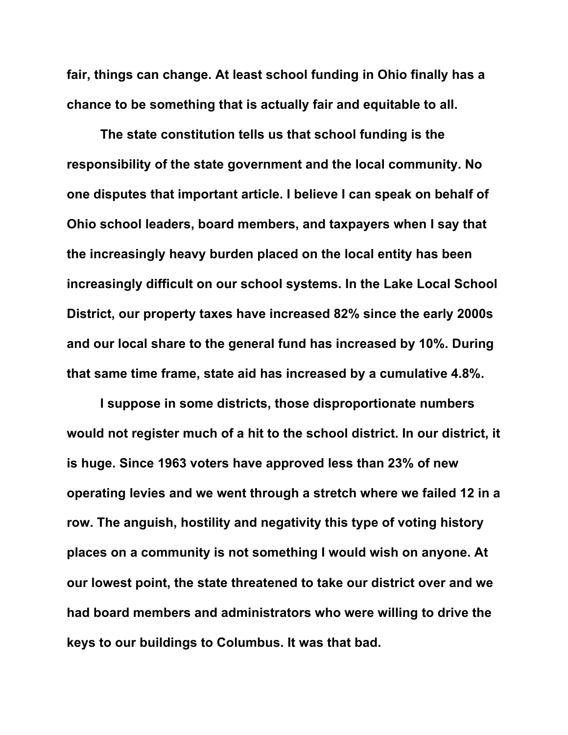fair, things can change. At least school funding in Ohio finally has a chance to be something that is actually fair and equitable to all.

The state constitution tells us that school funding is the responsibility of the state government and the local community. No one disputes that important article. I believe I can speak on behalf of Ohio school leaders, board members, and taxpayers when I say that the increasingly heavy burden placed on the local entity has been increasingly difficult on our school systems. In the Lake Local School District, our property taxes have increased 82% since the early 2000s and our local share to the general fund has increased by 10%. During that same time frame, state aid has increased by a cumulative 4.8%.

I suppose in some districts, those disproportionate numbers would not register much of a hit to the school district. In our district, it is huge. Since 1963 voters have approved less than 23% of new operating levies and we went through a stretch where we failed 12 in a row. The anguish, hostility and negativity this type of voting history places on a community is not something I would wish on anyone. At our lowest point, the state threatened to take our district over and we had board members and administrators who were willing to drive the keys to our buildings to Columbus. It was that bad.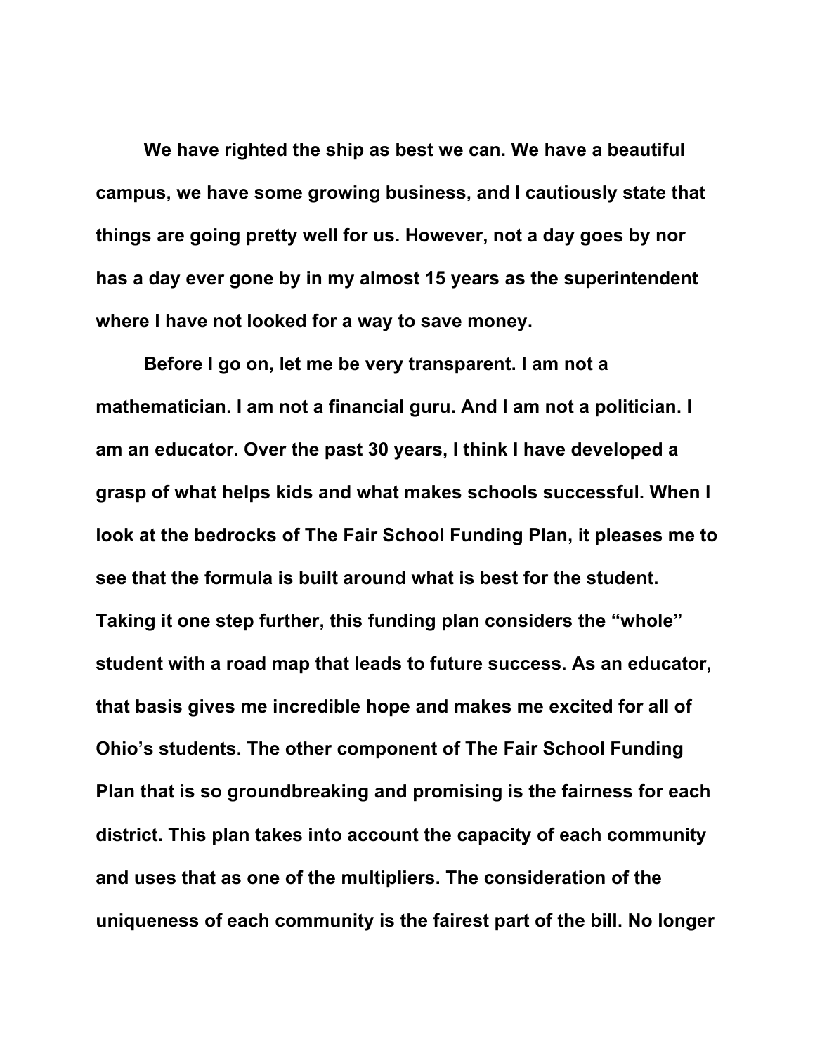**We have righted the ship as best we can. We have a beautiful campus, we have some growing business, and I cautiously state that things are going pretty well for us. However, not a day goes by nor has a day ever gone by in my almost 15 years as the superintendent where I have not looked for a way to save money.**

**Before I go on, let me be very transparent. I am not a mathematician. I am not a financial guru. And I am not a politician. I am an educator. Over the past 30 years, I think I have developed a grasp of what helps kids and what makes schools successful. When I look at the bedrocks of The Fair School Funding Plan, it pleases me to see that the formula is built around what is best for the student. Taking it one step further, this funding plan considers the "whole" student with a road map that leads to future success. As an educator, that basis gives me incredible hope and makes me excited for all of Ohio's students. The other component of The Fair School Funding Plan that is so groundbreaking and promising is the fairness for each district. This plan takes into account the capacity of each community and uses that as one of the multipliers. The consideration of the uniqueness of each community is the fairest part of the bill. No longer**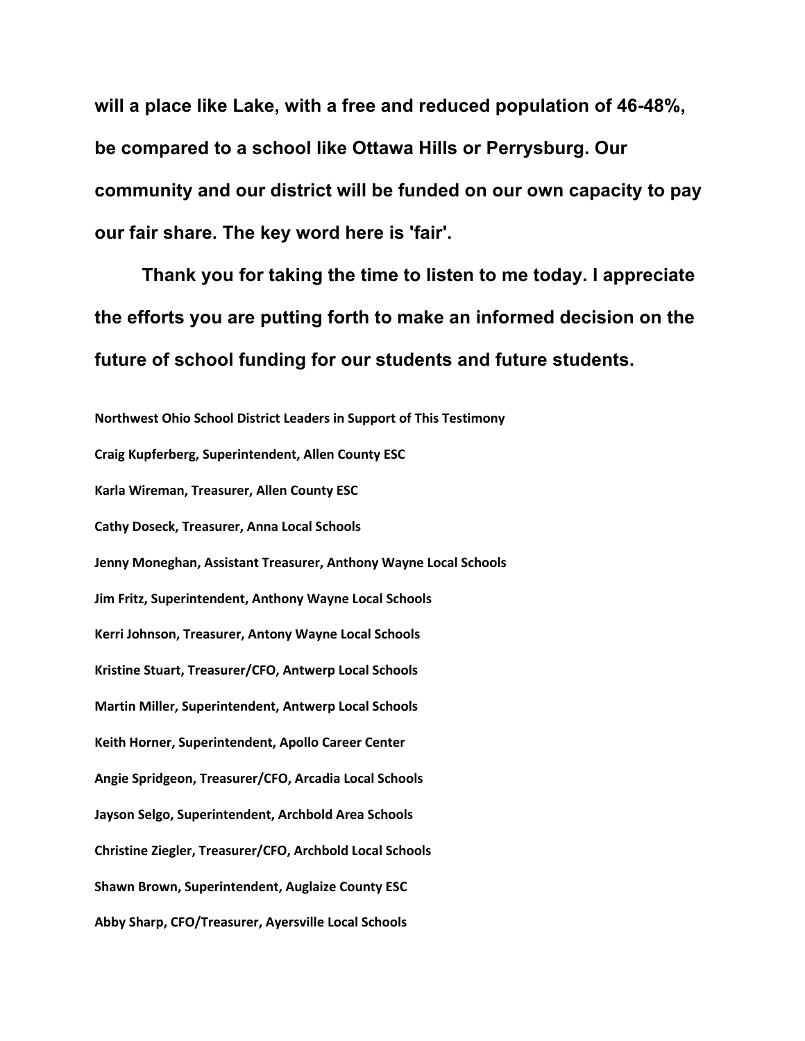**will a place like Lake, with a free and reduced population of 46-48%, be compared to a school like Ottawa Hills or Perrysburg. Our community and our district will be funded on our own capacity to pay our fair share. The key word here is 'fair'.**

**Thank you for taking the time to listen to me today. I appreciate the efforts you are putting forth to make an informed decision on the future of school funding for our students and future students.**

**Northwest Ohio School District Leaders in Support of This Testimony**

**Craig Kupferberg, Superintendent, Allen County ESC**

**Karla Wireman, Treasurer, Allen County ESC**

**Cathy Doseck, Treasurer, Anna Local Schools**

**Jenny Moneghan, Assistant Treasurer, Anthony Wayne Local Schools**

**Jim Fritz, Superintendent, Anthony Wayne Local Schools**

**Kerri Johnson, Treasurer, Antony Wayne Local Schools**

**Kristine Stuart, Treasurer/CFO, Antwerp Local Schools**

**Martin Miller, Superintendent, Antwerp Local Schools**

**Keith Horner, Superintendent, Apollo Career Center**

**Angie Spridgeon, Treasurer/CFO, Arcadia Local Schools**

**Jayson Selgo, Superintendent, Archbold Area Schools**

**Christine Ziegler, Treasurer/CFO, Archbold Local Schools**

**Shawn Brown, Superintendent, Auglaize County ESC**

**Abby Sharp, CFO/Treasurer, Ayersville Local Schools**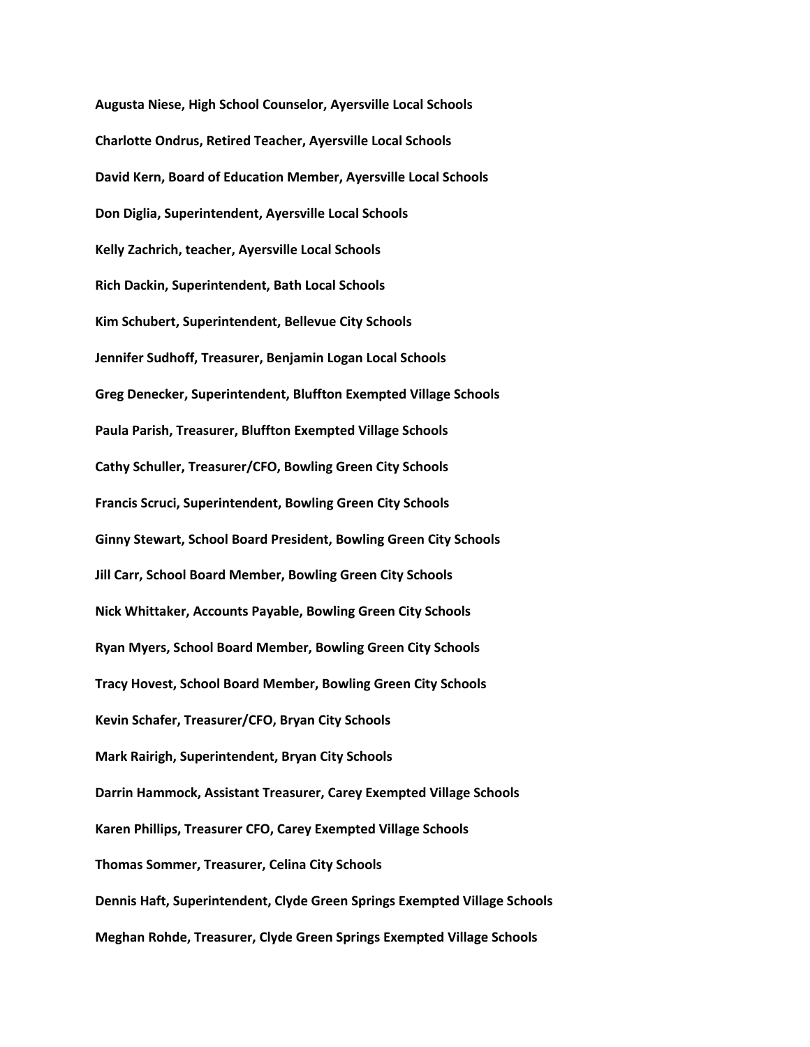**Augusta Niese, High School Counselor, Ayersville Local Schools**

**Charlotte Ondrus, Retired Teacher, Ayersville Local Schools**

**David Kern, Board of Education Member, Ayersville Local Schools**

**Don Diglia, Superintendent, Ayersville Local Schools**

**Kelly Zachrich, teacher, Ayersville Local Schools**

**Rich Dackin, Superintendent, Bath Local Schools**

**Kim Schubert, Superintendent, Bellevue City Schools**

**Jennifer Sudhoff, Treasurer, Benjamin Logan Local Schools**

**Greg Denecker, Superintendent, Bluffton Exempted Village Schools**

**Paula Parish, Treasurer, Bluffton Exempted Village Schools**

**Cathy Schuller, Treasurer/CFO, Bowling Green City Schools**

**Francis Scruci, Superintendent, Bowling Green City Schools**

**Ginny Stewart, School Board President, Bowling Green City Schools**

**Jill Carr, School Board Member, Bowling Green City Schools**

**Nick Whittaker, Accounts Payable, Bowling Green City Schools**

**Ryan Myers, School Board Member, Bowling Green City Schools**

**Tracy Hovest, School Board Member, Bowling Green City Schools**

**Kevin Schafer, Treasurer/CFO, Bryan City Schools**

**Mark Rairigh, Superintendent, Bryan City Schools**

**Darrin Hammock, Assistant Treasurer, Carey Exempted Village Schools**

**Karen Phillips, Treasurer CFO, Carey Exempted Village Schools**

**Thomas Sommer, Treasurer, Celina City Schools**

**Dennis Haft, Superintendent, Clyde Green Springs Exempted Village Schools**

**Meghan Rohde, Treasurer, Clyde Green Springs Exempted Village Schools**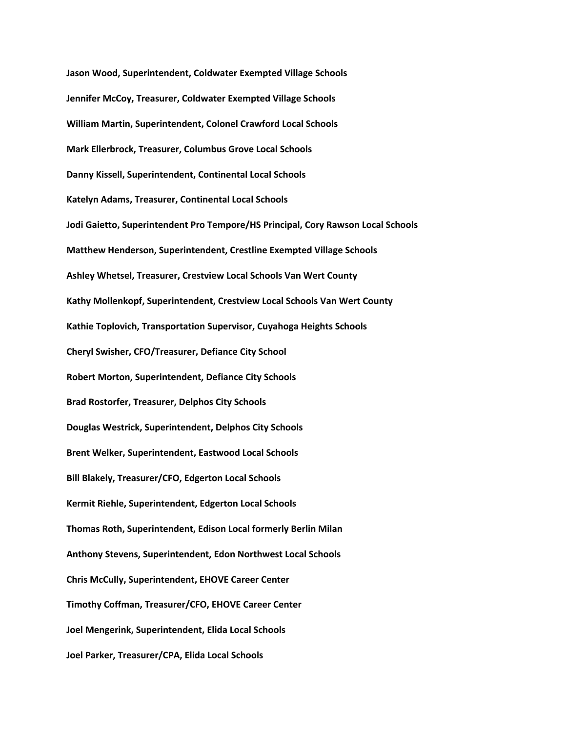**Jason Wood, Superintendent, Coldwater Exempted Village Schools**

**Jennifer McCoy, Treasurer, Coldwater Exempted Village Schools**

**William Martin, Superintendent, Colonel Crawford Local Schools**

**Mark Ellerbrock, Treasurer, Columbus Grove Local Schools**

**Danny Kissell, Superintendent, Continental Local Schools**

**Katelyn Adams, Treasurer, Continental Local Schools**

**Jodi Gaietto, Superintendent Pro Tempore/HS Principal, Cory Rawson Local Schools**

**Matthew Henderson, Superintendent, Crestline Exempted Village Schools**

**Ashley Whetsel, Treasurer, Crestview Local Schools Van Wert County**

**Kathy Mollenkopf, Superintendent, Crestview Local Schools Van Wert County**

**Kathie Toplovich, Transportation Supervisor, Cuyahoga Heights Schools**

**Cheryl Swisher, CFO/Treasurer, Defiance City School**

**Robert Morton, Superintendent, Defiance City Schools**

**Brad Rostorfer, Treasurer, Delphos City Schools**

**Douglas Westrick, Superintendent, Delphos City Schools**

**Brent Welker, Superintendent, Eastwood Local Schools**

**Bill Blakely, Treasurer/CFO, Edgerton Local Schools**

**Kermit Riehle, Superintendent, Edgerton Local Schools**

**Thomas Roth, Superintendent, Edison Local formerly Berlin Milan**

**Anthony Stevens, Superintendent, Edon Northwest Local Schools**

**Chris McCully, Superintendent, EHOVE Career Center**

**Timothy Coffman, Treasurer/CFO, EHOVE Career Center**

**Joel Mengerink, Superintendent, Elida Local Schools**

**Joel Parker, Treasurer/CPA, Elida Local Schools**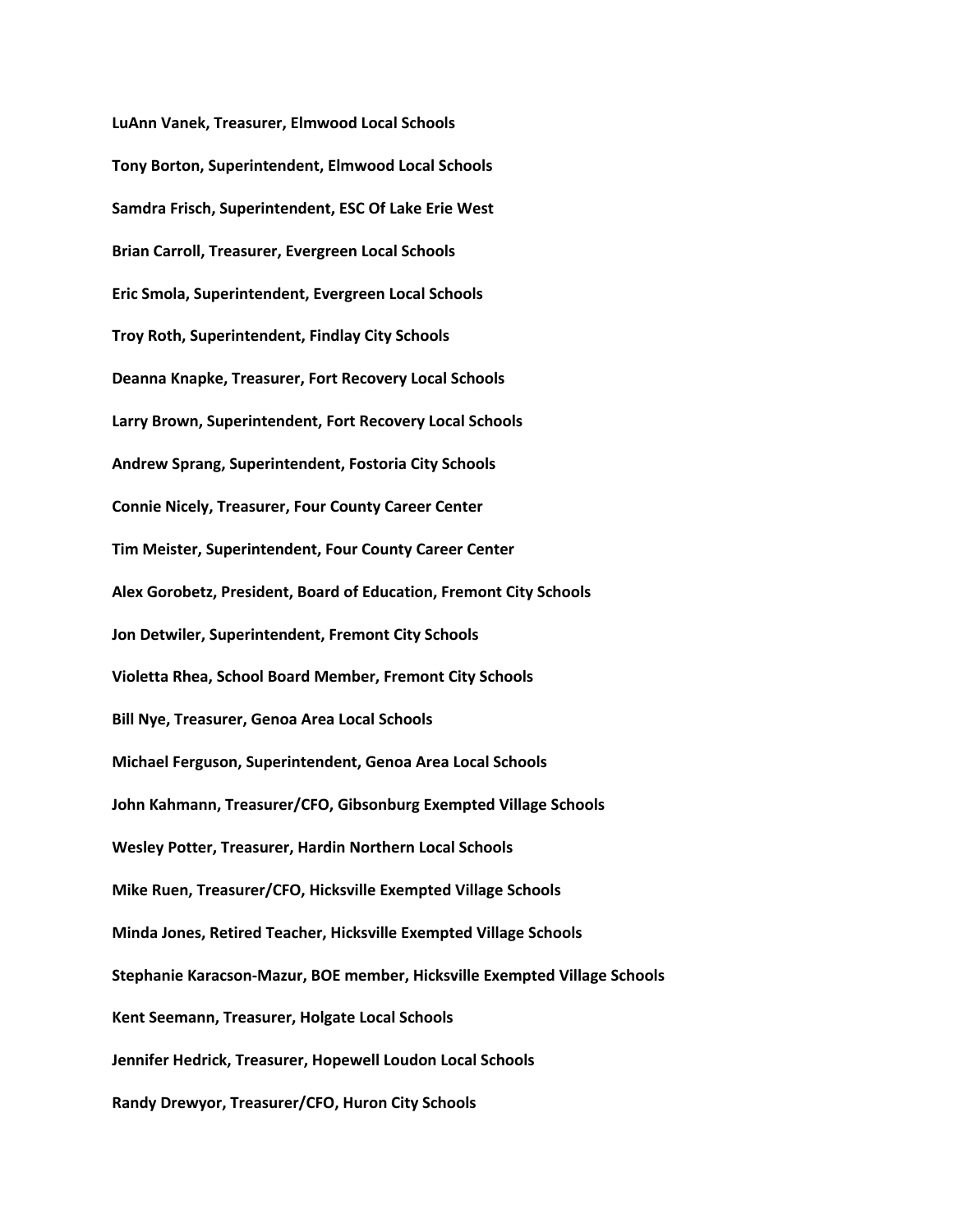**LuAnn Vanek, Treasurer, Elmwood Local Schools**

**Tony Borton, Superintendent, Elmwood Local Schools**

**Samdra Frisch, Superintendent, ESC Of Lake Erie West**

**Brian Carroll, Treasurer, Evergreen Local Schools**

**Eric Smola, Superintendent, Evergreen Local Schools**

**Troy Roth, Superintendent, Findlay City Schools**

**Deanna Knapke, Treasurer, Fort Recovery Local Schools**

**Larry Brown, Superintendent, Fort Recovery Local Schools**

**Andrew Sprang, Superintendent, Fostoria City Schools**

**Connie Nicely, Treasurer, Four County Career Center**

**Tim Meister, Superintendent, Four County Career Center**

**Alex Gorobetz, President, Board of Education, Fremont City Schools**

**Jon Detwiler, Superintendent, Fremont City Schools**

**Violetta Rhea, School Board Member, Fremont City Schools**

**Bill Nye, Treasurer, Genoa Area Local Schools**

**Michael Ferguson, Superintendent, Genoa Area Local Schools**

**John Kahmann, Treasurer/CFO, Gibsonburg Exempted Village Schools**

**Wesley Potter, Treasurer, Hardin Northern Local Schools**

**Mike Ruen, Treasurer/CFO, Hicksville Exempted Village Schools**

**Minda Jones, Retired Teacher, Hicksville Exempted Village Schools**

**Stephanie Karacson-Mazur, BOE member, Hicksville Exempted Village Schools**

**Kent Seemann, Treasurer, Holgate Local Schools**

**Jennifer Hedrick, Treasurer, Hopewell Loudon Local Schools**

**Randy Drewyor, Treasurer/CFO, Huron City Schools**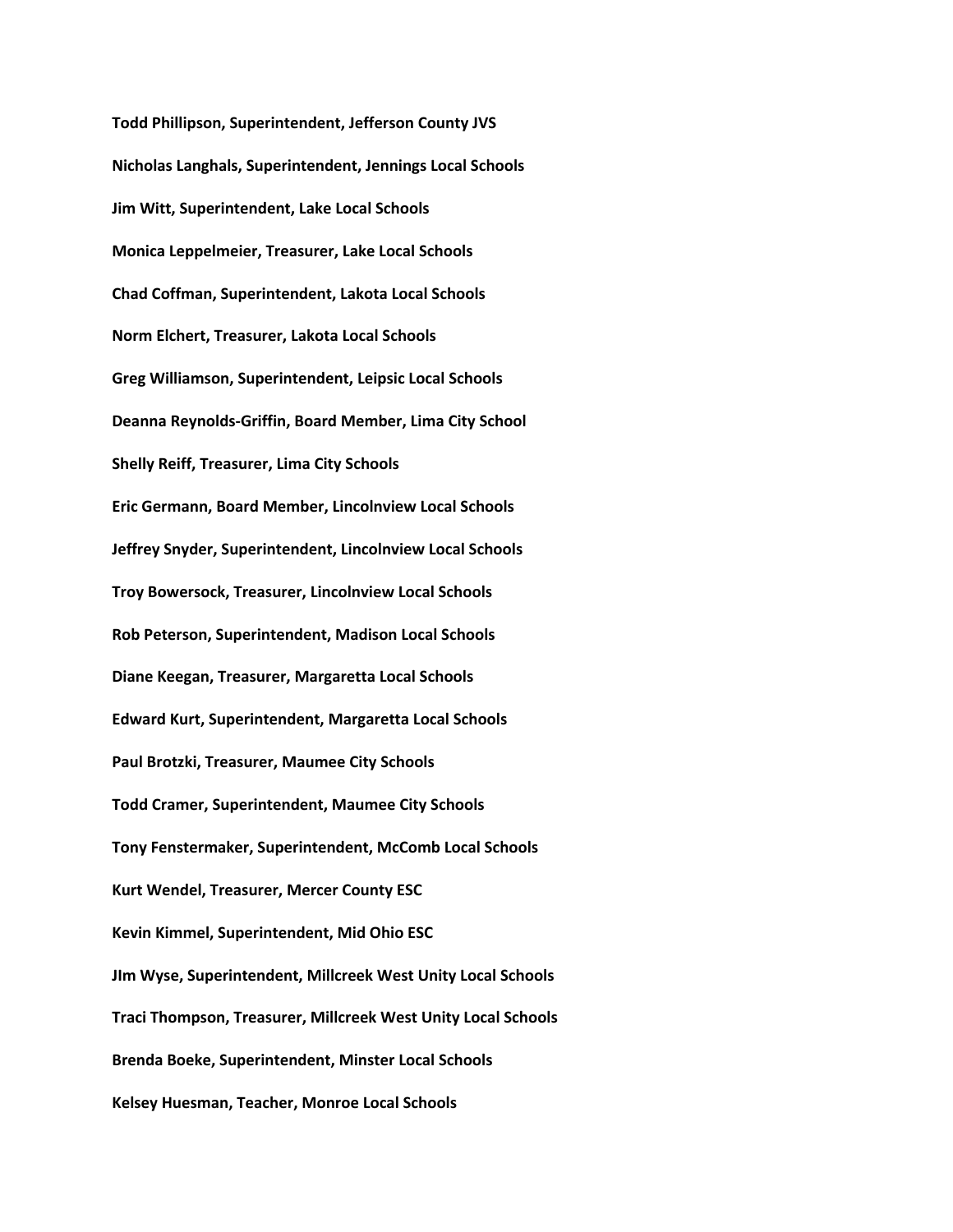**Todd Phillipson, Superintendent, Jefferson County JVS**

**Nicholas Langhals, Superintendent, Jennings Local Schools**

**Jim Witt, Superintendent, Lake Local Schools**

**Monica Leppelmeier, Treasurer, Lake Local Schools**

**Chad Coffman, Superintendent, Lakota Local Schools**

**Norm Elchert, Treasurer, Lakota Local Schools**

**Greg Williamson, Superintendent, Leipsic Local Schools**

**Deanna Reynolds-Griffin, Board Member, Lima City School**

**Shelly Reiff, Treasurer, Lima City Schools**

**Eric Germann, Board Member, Lincolnview Local Schools**

**Jeffrey Snyder, Superintendent, Lincolnview Local Schools**

**Troy Bowersock, Treasurer, Lincolnview Local Schools**

**Rob Peterson, Superintendent, Madison Local Schools**

**Diane Keegan, Treasurer, Margaretta Local Schools**

**Edward Kurt, Superintendent, Margaretta Local Schools**

**Paul Brotzki, Treasurer, Maumee City Schools**

**Todd Cramer, Superintendent, Maumee City Schools**

**Tony Fenstermaker, Superintendent, McComb Local Schools**

**Kurt Wendel, Treasurer, Mercer County ESC**

**Kevin Kimmel, Superintendent, Mid Ohio ESC**

**JIm Wyse, Superintendent, Millcreek West Unity Local Schools**

**Traci Thompson, Treasurer, Millcreek West Unity Local Schools**

**Brenda Boeke, Superintendent, Minster Local Schools**

**Kelsey Huesman, Teacher, Monroe Local Schools**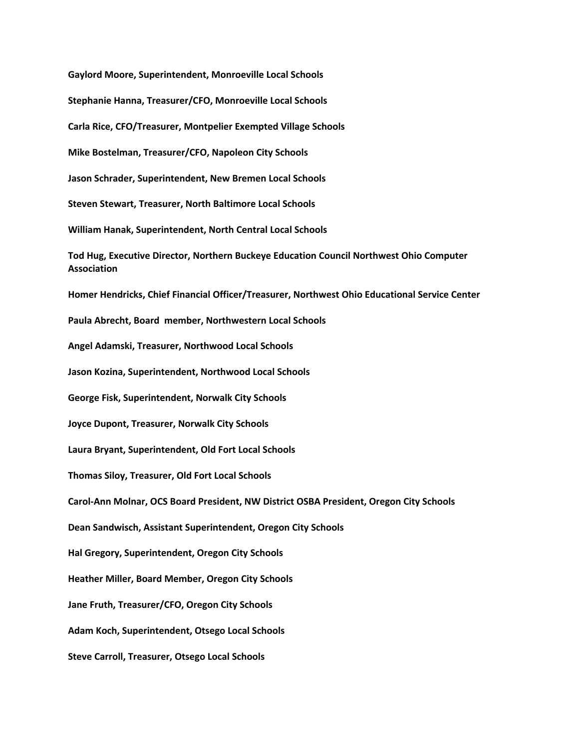**Gaylord Moore, Superintendent, Monroeville Local Schools**

**Stephanie Hanna, Treasurer/CFO, Monroeville Local Schools**

**Carla Rice, CFO/Treasurer, Montpelier Exempted Village Schools**

**Mike Bostelman, Treasurer/CFO, Napoleon City Schools**

**Jason Schrader, Superintendent, New Bremen Local Schools**

**Steven Stewart, Treasurer, North Baltimore Local Schools**

**William Hanak, Superintendent, North Central Local Schools**

**Tod Hug, Executive Director, Northern Buckeye Education Council Northwest Ohio Computer Association**

**Homer Hendricks, Chief Financial Officer/Treasurer, Northwest Ohio Educational Service Center**

**Paula Abrecht, Board member, Northwestern Local Schools**

**Angel Adamski, Treasurer, Northwood Local Schools**

**Jason Kozina, Superintendent, Northwood Local Schools**

**George Fisk, Superintendent, Norwalk City Schools**

**Joyce Dupont, Treasurer, Norwalk City Schools**

**Laura Bryant, Superintendent, Old Fort Local Schools**

**Thomas Siloy, Treasurer, Old Fort Local Schools**

**Carol-Ann Molnar, OCS Board President, NW District OSBA President, Oregon City Schools**

**Dean Sandwisch, Assistant Superintendent, Oregon City Schools**

**Hal Gregory, Superintendent, Oregon City Schools**

**Heather Miller, Board Member, Oregon City Schools**

**Jane Fruth, Treasurer/CFO, Oregon City Schools**

**Adam Koch, Superintendent, Otsego Local Schools**

**Steve Carroll, Treasurer, Otsego Local Schools**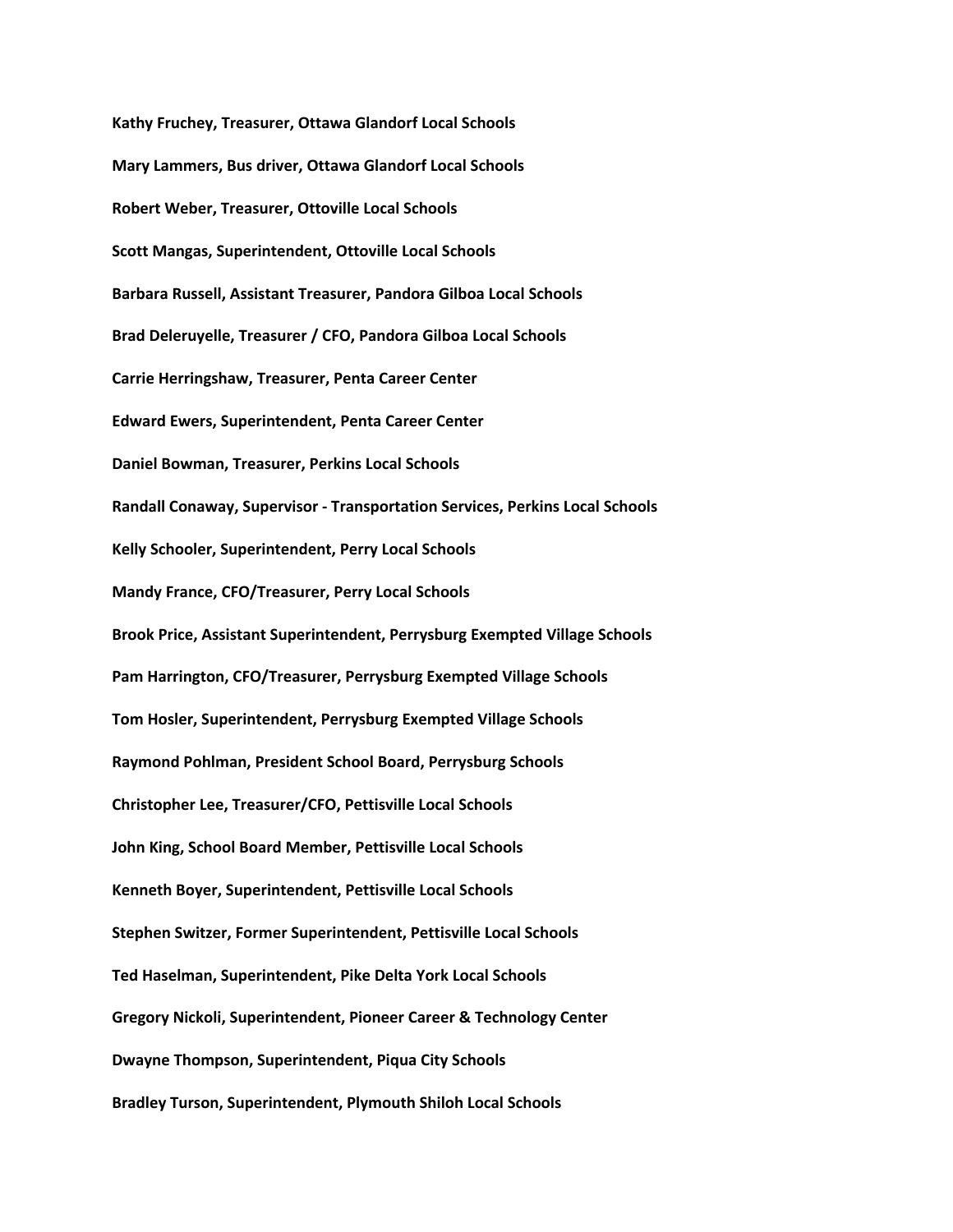**Kathy Fruchey, Treasurer, Ottawa Glandorf Local Schools**

**Mary Lammers, Bus driver, Ottawa Glandorf Local Schools**

**Robert Weber, Treasurer, Ottoville Local Schools**

**Scott Mangas, Superintendent, Ottoville Local Schools**

**Barbara Russell, Assistant Treasurer, Pandora Gilboa Local Schools**

**Brad Deleruyelle, Treasurer / CFO, Pandora Gilboa Local Schools**

**Carrie Herringshaw, Treasurer, Penta Career Center**

**Edward Ewers, Superintendent, Penta Career Center**

**Daniel Bowman, Treasurer, Perkins Local Schools**

**Randall Conaway, Supervisor - Transportation Services, Perkins Local Schools**

**Kelly Schooler, Superintendent, Perry Local Schools**

**Mandy France, CFO/Treasurer, Perry Local Schools**

**Brook Price, Assistant Superintendent, Perrysburg Exempted Village Schools**

**Pam Harrington, CFO/Treasurer, Perrysburg Exempted Village Schools**

**Tom Hosler, Superintendent, Perrysburg Exempted Village Schools**

**Raymond Pohlman, President School Board, Perrysburg Schools**

**Christopher Lee, Treasurer/CFO, Pettisville Local Schools**

**John King, School Board Member, Pettisville Local Schools**

**Kenneth Boyer, Superintendent, Pettisville Local Schools**

**Stephen Switzer, Former Superintendent, Pettisville Local Schools**

**Ted Haselman, Superintendent, Pike Delta York Local Schools**

**Gregory Nickoli, Superintendent, Pioneer Career & Technology Center**

**Dwayne Thompson, Superintendent, Piqua City Schools**

**Bradley Turson, Superintendent, Plymouth Shiloh Local Schools**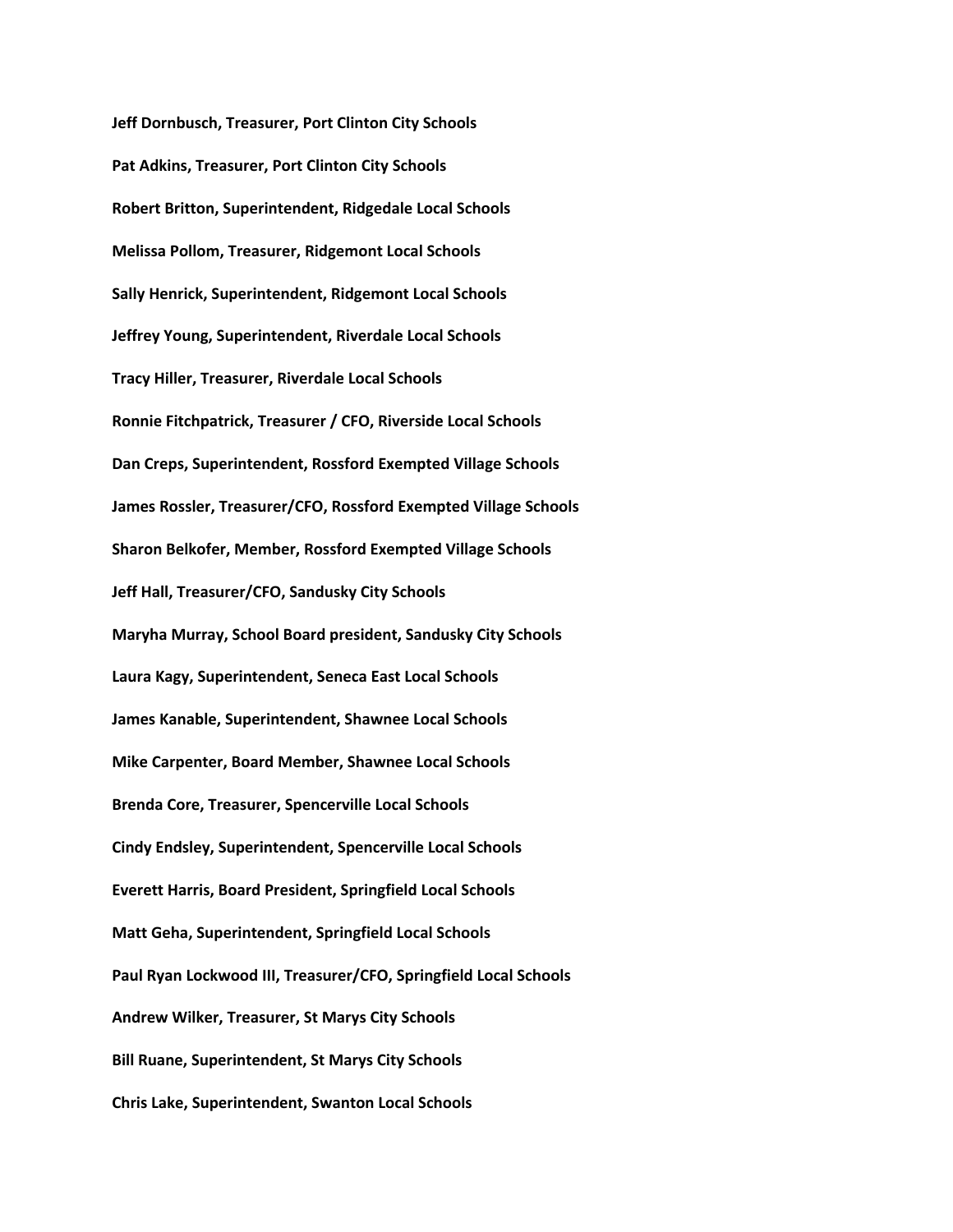**Jeff Dornbusch, Treasurer, Port Clinton City Schools**

**Pat Adkins, Treasurer, Port Clinton City Schools**

**Robert Britton, Superintendent, Ridgedale Local Schools**

**Melissa Pollom, Treasurer, Ridgemont Local Schools**

**Sally Henrick, Superintendent, Ridgemont Local Schools**

**Jeffrey Young, Superintendent, Riverdale Local Schools**

**Tracy Hiller, Treasurer, Riverdale Local Schools**

**Ronnie Fitchpatrick, Treasurer / CFO, Riverside Local Schools**

**Dan Creps, Superintendent, Rossford Exempted Village Schools**

**James Rossler, Treasurer/CFO, Rossford Exempted Village Schools**

**Sharon Belkofer, Member, Rossford Exempted Village Schools**

**Jeff Hall, Treasurer/CFO, Sandusky City Schools**

**Maryha Murray, School Board president, Sandusky City Schools**

**Laura Kagy, Superintendent, Seneca East Local Schools**

**James Kanable, Superintendent, Shawnee Local Schools**

**Mike Carpenter, Board Member, Shawnee Local Schools**

**Brenda Core, Treasurer, Spencerville Local Schools**

**Cindy Endsley, Superintendent, Spencerville Local Schools**

**Everett Harris, Board President, Springfield Local Schools**

**Matt Geha, Superintendent, Springfield Local Schools**

**Paul Ryan Lockwood III, Treasurer/CFO, Springfield Local Schools**

**Andrew Wilker, Treasurer, St Marys City Schools**

**Bill Ruane, Superintendent, St Marys City Schools**

**Chris Lake, Superintendent, Swanton Local Schools**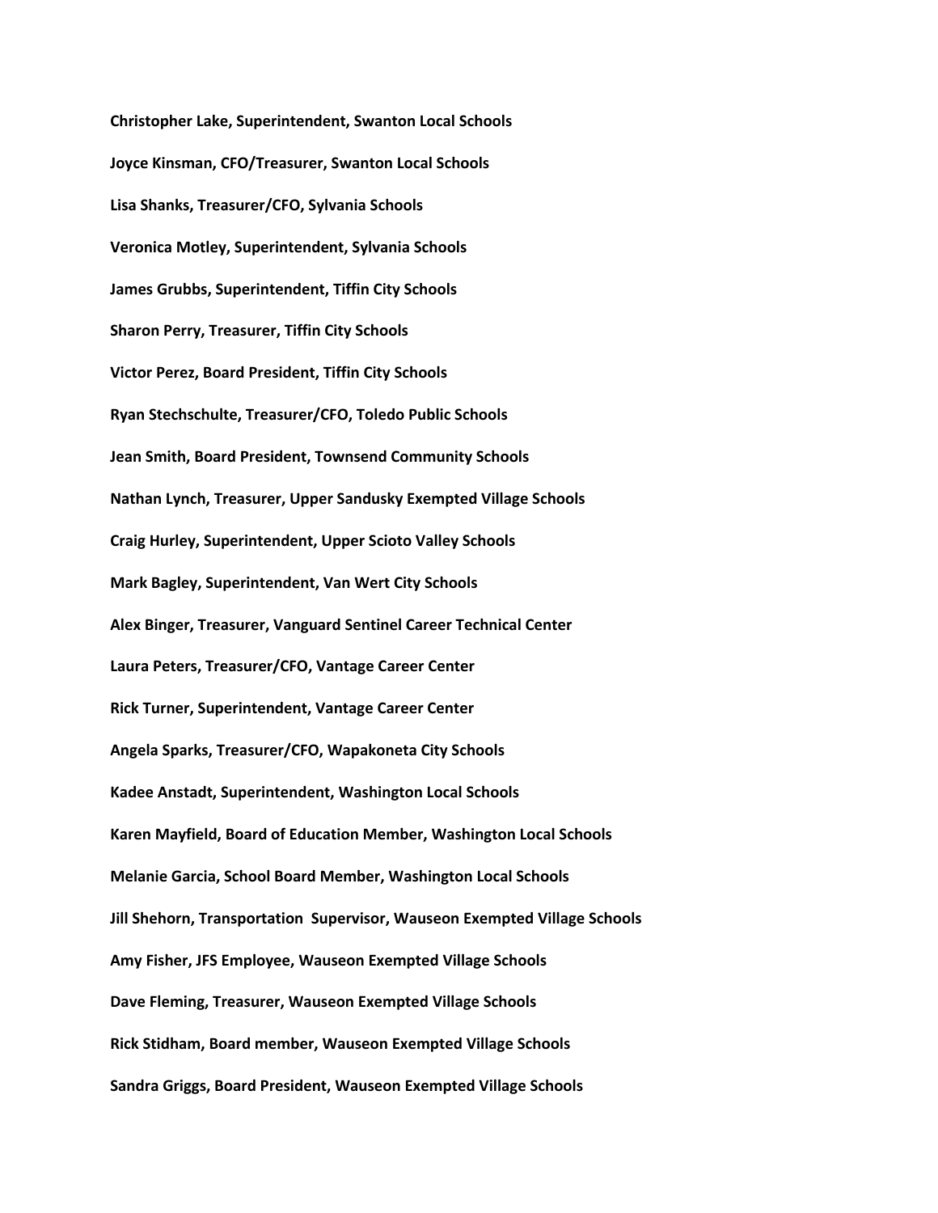**Christopher Lake, Superintendent, Swanton Local Schools**

**Joyce Kinsman, CFO/Treasurer, Swanton Local Schools**

**Lisa Shanks, Treasurer/CFO, Sylvania Schools**

**Veronica Motley, Superintendent, Sylvania Schools**

**James Grubbs, Superintendent, Tiffin City Schools**

**Sharon Perry, Treasurer, Tiffin City Schools**

**Victor Perez, Board President, Tiffin City Schools**

**Ryan Stechschulte, Treasurer/CFO, Toledo Public Schools**

**Jean Smith, Board President, Townsend Community Schools**

**Nathan Lynch, Treasurer, Upper Sandusky Exempted Village Schools**

**Craig Hurley, Superintendent, Upper Scioto Valley Schools**

**Mark Bagley, Superintendent, Van Wert City Schools**

**Alex Binger, Treasurer, Vanguard Sentinel Career Technical Center**

**Laura Peters, Treasurer/CFO, Vantage Career Center**

**Rick Turner, Superintendent, Vantage Career Center**

**Angela Sparks, Treasurer/CFO, Wapakoneta City Schools**

**Kadee Anstadt, Superintendent, Washington Local Schools**

**Karen Mayfield, Board of Education Member, Washington Local Schools**

**Melanie Garcia, School Board Member, Washington Local Schools**

**Jill Shehorn, Transportation Supervisor, Wauseon Exempted Village Schools**

**Amy Fisher, JFS Employee, Wauseon Exempted Village Schools**

**Dave Fleming, Treasurer, Wauseon Exempted Village Schools**

**Rick Stidham, Board member, Wauseon Exempted Village Schools**

**Sandra Griggs, Board President, Wauseon Exempted Village Schools**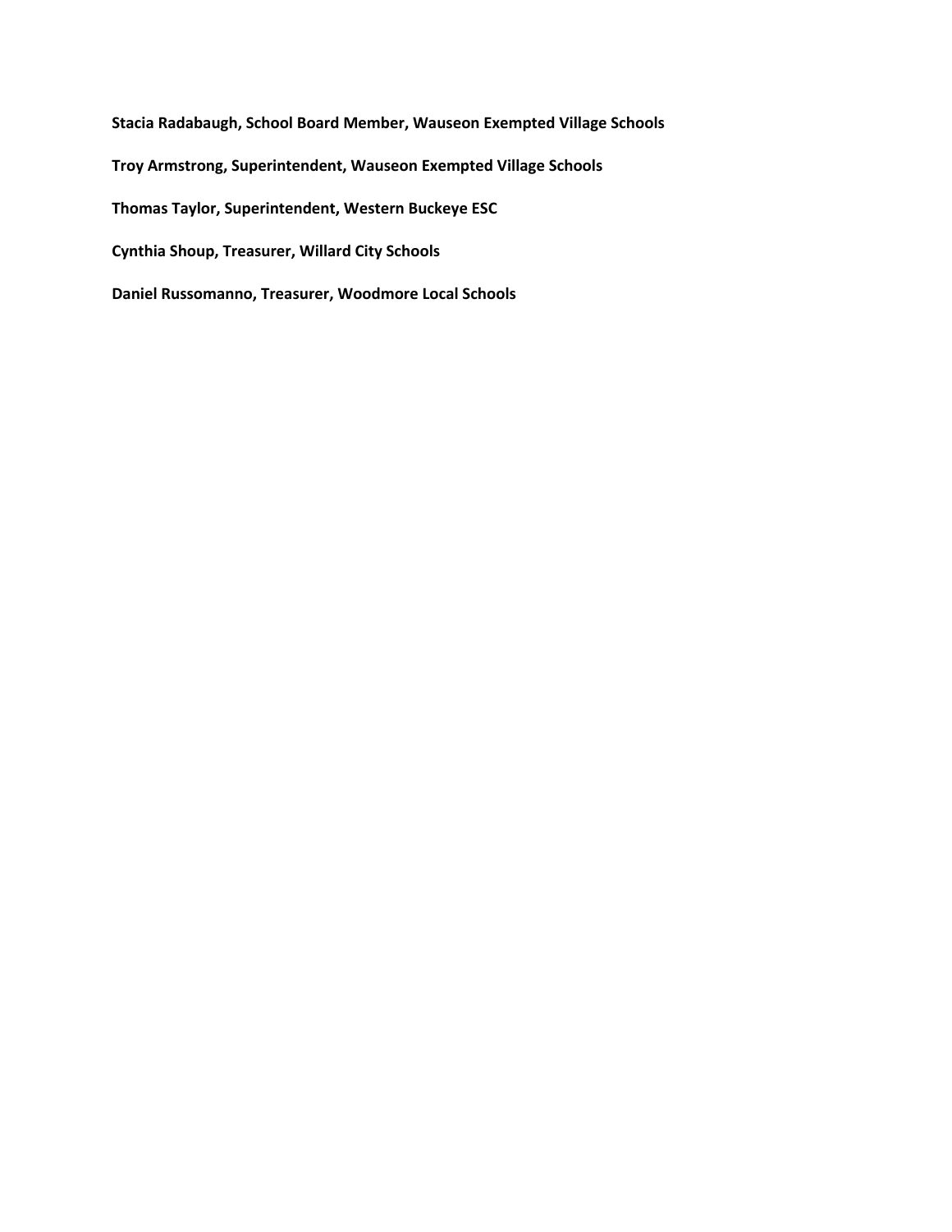**Stacia Radabaugh, School Board Member, Wauseon Exempted Village Schools**

**Troy Armstrong, Superintendent, Wauseon Exempted Village Schools**

**Thomas Taylor, Superintendent, Western Buckeye ESC**

**Cynthia Shoup, Treasurer, Willard City Schools**

**Daniel Russomanno, Treasurer, Woodmore Local Schools**